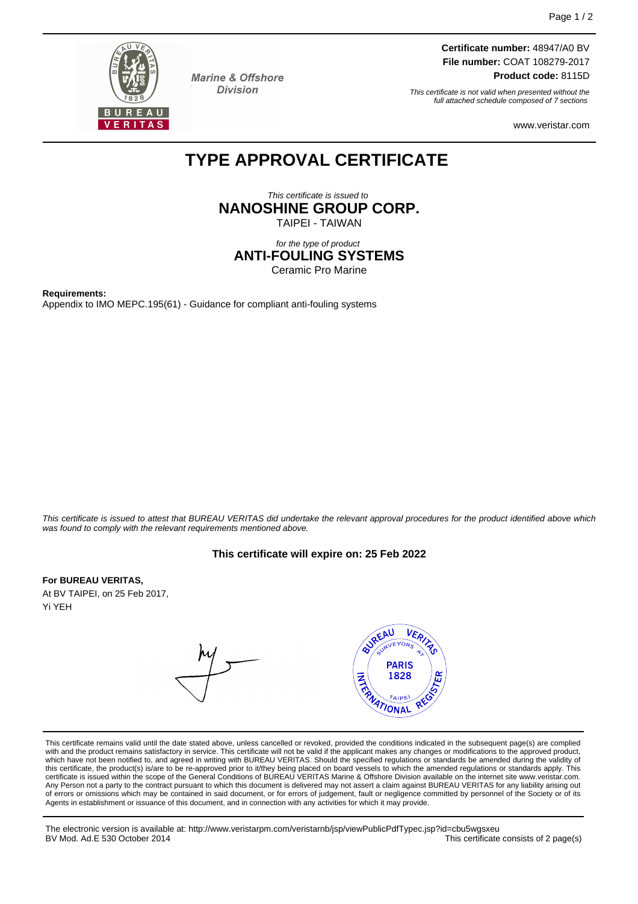Marine & Offshore Division

**Certificate number:** 48947/A0 BV
**File number:** COAT 108279-2017
**Product code:** 8115D

*This certificate is not valid when presented without the full attached schedule composed of 7 sections*

www.veristar.com

# TYPE APPROVAL CERTIFICATE

*This certificate is issued to*
**NANOSHINE GROUP CORP.**
TAIPEI - TAIWAN

*for the type of product*
**ANTI-FOULING SYSTEMS**
Ceramic Pro Marine

**Requirements:**
Appendix to IMO MEPC.195(61) - Guidance for compliant anti-fouling systems

*This certificate is issued to attest that BUREAU VERITAS did undertake the relevant approval procedures for the product identified above which was found to comply with the relevant requirements mentioned above.*

**This certificate will expire on: 25 Feb 2022**

**For BUREAU VERITAS,**
At BV TAIPEI, on 25 Feb 2017,
Yi YEH

This certificate remains valid until the date stated above, unless cancelled or revoked, provided the conditions indicated in the subsequent page(s) are complied with and the product remains satisfactory in service. This certificate will not be valid if the applicant makes any changes or modifications to the approved product, which have not been notified to, and agreed in writing with BUREAU VERITAS. Should the specified regulations or standards be amended during the validity of this certificate, the product(s) is/are to be re-approved prior to it/they being placed on board vessels to which the amended regulations or standards apply. This certificate is issued within the scope of the General Conditions of BUREAU VERITAS Marine & Offshore Division available on the internet site www.veristar.com. Any Person not a party to the contract pursuant to which this document is delivered may not assert a claim against BUREAU VERITAS for any liability arising out of errors or omissions which may be contained in said document, or for errors of judgement, fault or negligence committed by personnel of the Society or of its Agents in establishment or issuance of this document, and in connection with any activities for which it may provide.

The electronic version is available at: http://www.veristarpm.com/veristarnb/jsp/viewPublicPdfTypec.jsp?id=cbu5wgsxeu
BV Mod. Ad.E 530 October 2014 — This certificate consists of 2 page(s)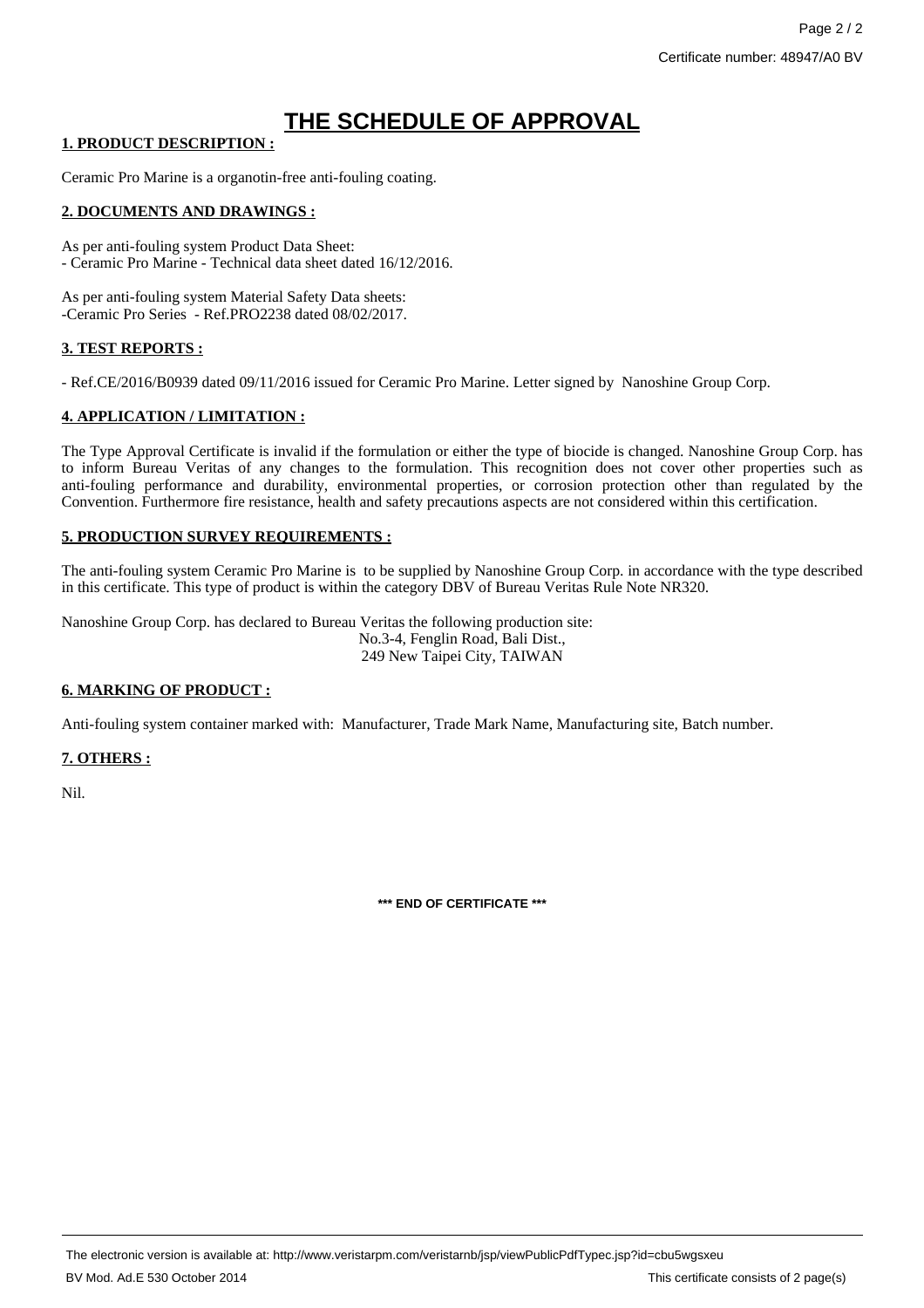Certificate number: 48947/A0 BV

# THE SCHEDULE OF APPROVAL

## 1. PRODUCT DESCRIPTION :

Ceramic Pro Marine is a organotin-free anti-fouling coating.

## 2. DOCUMENTS AND DRAWINGS :

As per anti-fouling system Product Data Sheet:
- Ceramic Pro Marine - Technical data sheet dated 16/12/2016.

As per anti-fouling system Material Safety Data sheets:
-Ceramic Pro Series - Ref.PRO2238 dated 08/02/2017.

## 3. TEST REPORTS :

- Ref.CE/2016/B0939 dated 09/11/2016 issued for Ceramic Pro Marine. Letter signed by Nanoshine Group Corp.

## 4. APPLICATION / LIMITATION :

The Type Approval Certificate is invalid if the formulation or either the type of biocide is changed. Nanoshine Group Corp. has to inform Bureau Veritas of any changes to the formulation. This recognition does not cover other properties such as anti-fouling performance and durability, environmental properties, or corrosion protection other than regulated by the Convention. Furthermore fire resistance, health and safety precautions aspects are not considered within this certification.

## 5. PRODUCTION SURVEY REQUIREMENTS :

The anti-fouling system Ceramic Pro Marine is to be supplied by Nanoshine Group Corp. in accordance with the type described in this certificate. This type of product is within the category DBV of Bureau Veritas Rule Note NR320.

Nanoshine Group Corp. has declared to Bureau Veritas the following production site:

No.3-4, Fenglin Road, Bali Dist.,
249 New Taipei City, TAIWAN

## 6. MARKING OF PRODUCT :

Anti-fouling system container marked with: Manufacturer, Trade Mark Name, Manufacturing site, Batch number.

## 7. OTHERS :

Nil.

**\*\*\* END OF CERTIFICATE \*\*\***

The electronic version is available at: http://www.veristarpm.com/veristarnb/jsp/viewPublicPdfTypec.jsp?id=cbu5wgsxeu

BV Mod. Ad.E 530 October 2014

This certificate consists of 2 page(s)